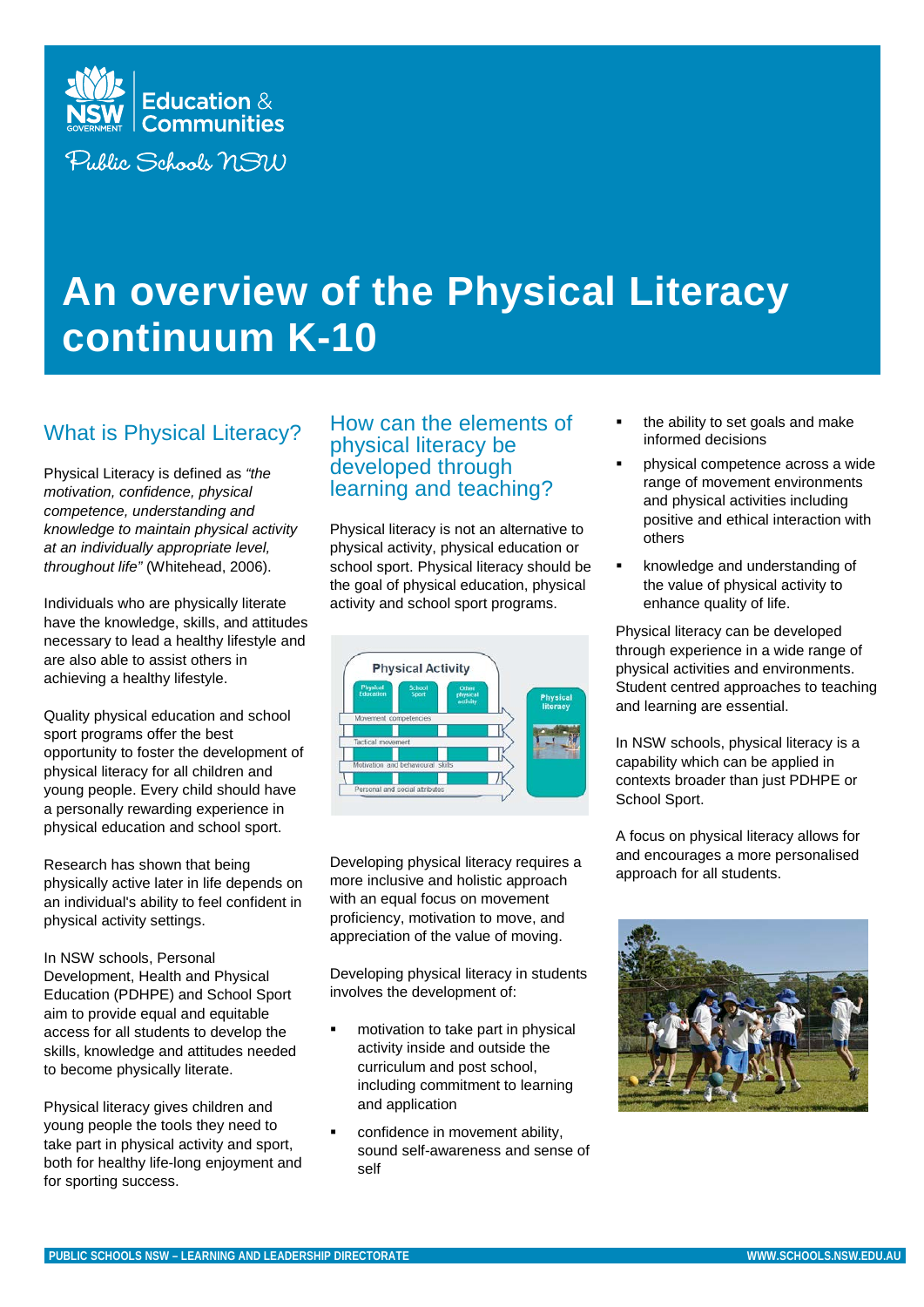Education & Communities

Public Schools NSW

# An overview of the Physical Literacy continuum K-10

## What is Physical Literacy?

Physical Literacy is defined as *"the motivation, confidence, physical competence, understanding and knowledge to maintain physical activity at an individually appropriate level, throughout life"* (Whitehead, 2006).

Individuals who are physically literate have the knowledge, skills, and attitudes necessary to lead a healthy lifestyle and are also able to assist others in achieving a healthy lifestyle.

Quality physical education and school sport programs offer the best opportunity to foster the development of physical literacy for all children and young people. Every child should have a personally rewarding experience in physical education and school sport.

Research has shown that being physically active later in life depends on an individual's ability to feel confident in physical activity settings.

In NSW schools, Personal Development, Health and Physical Education (PDHPE) and School Sport aim to provide equal and equitable access for all students to develop the skills, knowledge and attitudes needed to become physically literate.

Physical literacy gives children and young people the tools they need to take part in physical activity and sport, both for healthy life-long enjoyment and for sporting success.

## How can the elements of physical literacy be developed through learning and teaching?

Physical literacy is not an alternative to physical activity, physical education or school sport. Physical literacy should be the goal of physical education, physical activity and school sport programs.

Developing physical literacy requires a more inclusive and holistic approach with an equal focus on movement proficiency, motivation to move, and appreciation of the value of moving.

Developing physical literacy in students involves the development of:

- motivation to take part in physical activity inside and outside the curriculum and post school, including commitment to learning and application
- confidence in movement ability, sound self-awareness and sense of self
- the ability to set goals and make informed decisions
- physical competence across a wide range of movement environments and physical activities including positive and ethical interaction with others
- knowledge and understanding of the value of physical activity to enhance quality of life.

Physical literacy can be developed through experience in a wide range of physical activities and environments. Student centred approaches to teaching and learning are essential.

In NSW schools, physical literacy is a capability which can be applied in contexts broader than just PDHPE or School Sport.

A focus on physical literacy allows for and encourages a more personalised approach for all students.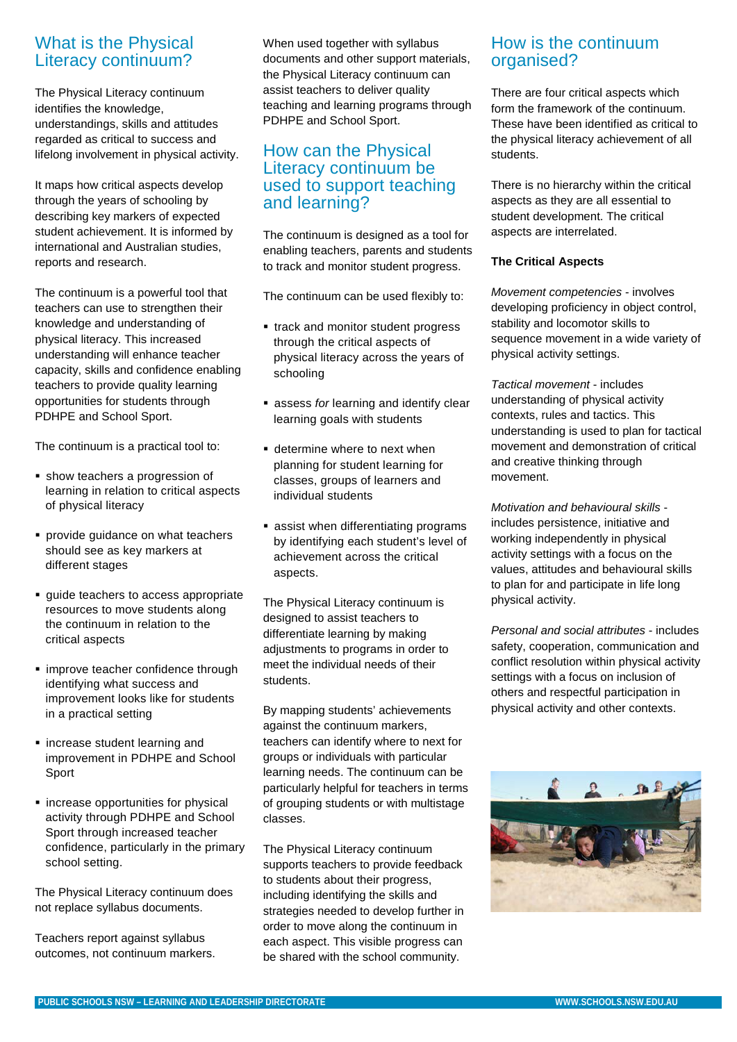## What is the Physical Literacy continuum?

The Physical Literacy continuum identifies the knowledge, understandings, skills and attitudes regarded as critical to success and lifelong involvement in physical activity.

It maps how critical aspects develop through the years of schooling by describing key markers of expected student achievement. It is informed by international and Australian studies, reports and research.

The continuum is a powerful tool that teachers can use to strengthen their knowledge and understanding of physical literacy. This increased understanding will enhance teacher capacity, skills and confidence enabling teachers to provide quality learning opportunities for students through PDHPE and School Sport.

The continuum is a practical tool to:

- show teachers a progression of learning in relation to critical aspects of physical literacy
- provide guidance on what teachers should see as key markers at different stages
- guide teachers to access appropriate resources to move students along the continuum in relation to the critical aspects
- improve teacher confidence through identifying what success and improvement looks like for students in a practical setting
- increase student learning and improvement in PDHPE and School Sport
- increase opportunities for physical activity through PDHPE and School Sport through increased teacher confidence, particularly in the primary school setting.

The Physical Literacy continuum does not replace syllabus documents.

Teachers report against syllabus outcomes, not continuum markers.

When used together with syllabus documents and other support materials, the Physical Literacy continuum can assist teachers to deliver quality teaching and learning programs through PDHPE and School Sport.

## How can the Physical Literacy continuum be used to support teaching and learning?

The continuum is designed as a tool for enabling teachers, parents and students to track and monitor student progress.

The continuum can be used flexibly to:

- track and monitor student progress through the critical aspects of physical literacy across the years of schooling
- assess *for* learning and identify clear learning goals with students
- determine where to next when planning for student learning for classes, groups of learners and individual students
- assist when differentiating programs by identifying each student's level of achievement across the critical aspects.

The Physical Literacy continuum is designed to assist teachers to differentiate learning by making adjustments to programs in order to meet the individual needs of their students.

By mapping students' achievements against the continuum markers, teachers can identify where to next for groups or individuals with particular learning needs. The continuum can be particularly helpful for teachers in terms of grouping students or with multistage classes.

The Physical Literacy continuum supports teachers to provide feedback to students about their progress, including identifying the skills and strategies needed to develop further in order to move along the continuum in each aspect. This visible progress can be shared with the school community.

## How is the continuum organised?

There are four critical aspects which form the framework of the continuum. These have been identified as critical to the physical literacy achievement of all students.

There is no hierarchy within the critical aspects as they are all essential to student development. The critical aspects are interrelated.

**The Critical Aspects**

*Movement competencies* - involves developing proficiency in object control, stability and locomotor skills to sequence movement in a wide variety of physical activity settings.

*Tactical movement* - includes understanding of physical activity contexts, rules and tactics. This understanding is used to plan for tactical movement and demonstration of critical and creative thinking through movement.

*Motivation and behavioural skills* - includes persistence, initiative and working independently in physical activity settings with a focus on the values, attitudes and behavioural skills to plan for and participate in life long physical activity.

*Personal and social attributes* - includes safety, cooperation, communication and conflict resolution within physical activity settings with a focus on inclusion of others and respectful participation in physical activity and other contexts.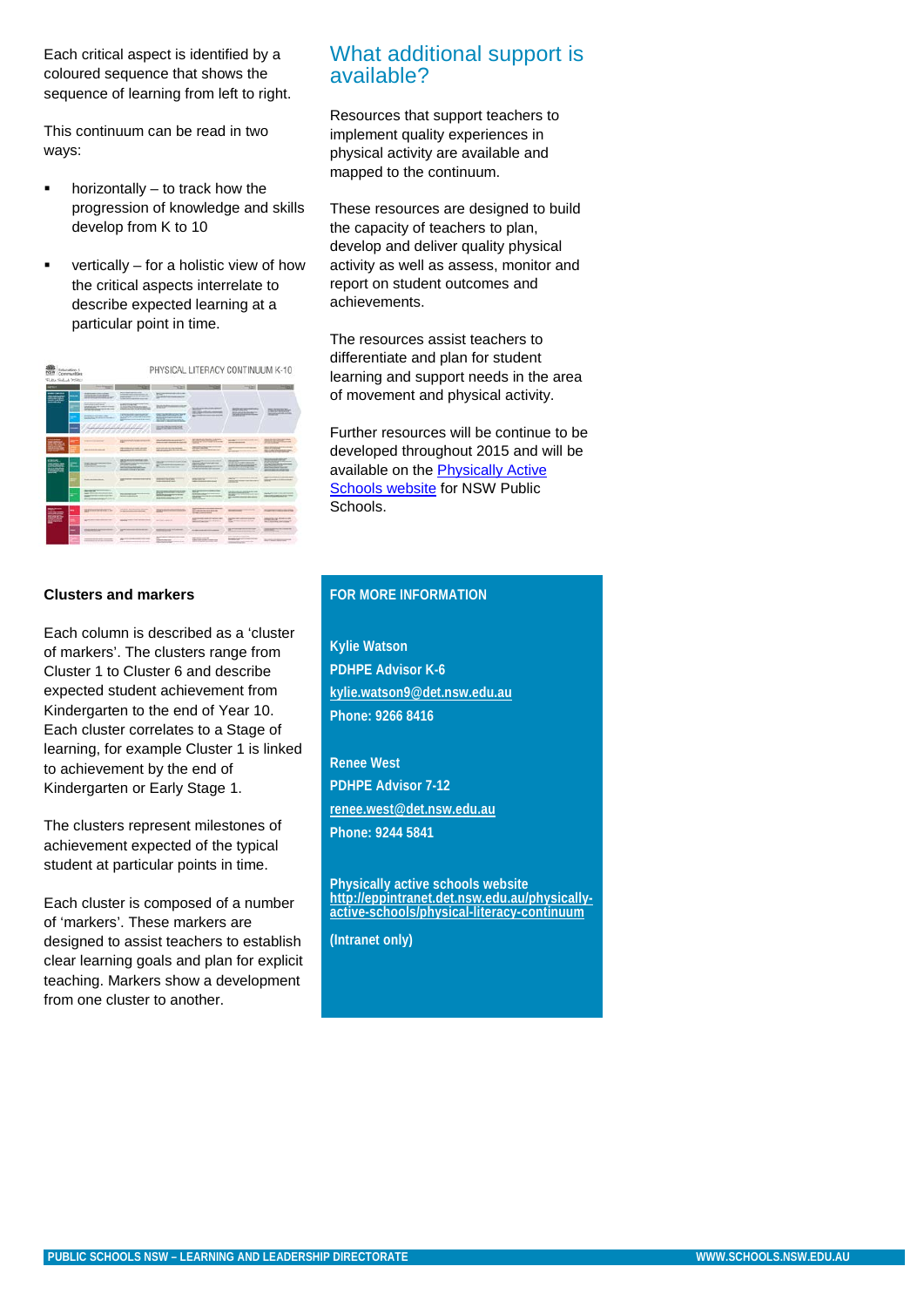Each critical aspect is identified by a coloured sequence that shows the sequence of learning from left to right.

This continuum can be read in two ways:

- horizontally – to track how the progression of knowledge and skills develop from K to 10
- vertically – for a holistic view of how the critical aspects interrelate to describe expected learning at a particular point in time.

**Clusters and markers**

Each column is described as a 'cluster of markers'. The clusters range from Cluster 1 to Cluster 6 and describe expected student achievement from Kindergarten to the end of Year 10. Each cluster correlates to a Stage of learning, for example Cluster 1 is linked to achievement by the end of Kindergarten or Early Stage 1.

The clusters represent milestones of achievement expected of the typical student at particular points in time.

Each cluster is composed of a number of 'markers'. These markers are designed to assist teachers to establish clear learning goals and plan for explicit teaching. Markers show a development from one cluster to another.

## What additional support is available?

Resources that support teachers to implement quality experiences in physical activity are available and mapped to the continuum.

These resources are designed to build the capacity of teachers to plan, develop and deliver quality physical activity as well as assess, monitor and report on student outcomes and achievements.

The resources assist teachers to differentiate and plan for student learning and support needs in the area of movement and physical activity.

Further resources will be continue to be developed throughout 2015 and will be available on the Physically Active Schools website for NSW Public Schools.

**FOR MORE INFORMATION**

**Kylie Watson**
**PDHPE Advisor K-6**
**kylie.watson9@det.nsw.edu.au**
**Phone: 9266 8416**

**Renee West**
**PDHPE Advisor 7-12**
**renee.west@det.nsw.edu.au**
**Phone: 9244 5841**

**Physically active schools website**
**http://eppintranet.det.nsw.edu.au/physically-active-schools/physical-literacy-continuum**

**(Intranet only)**